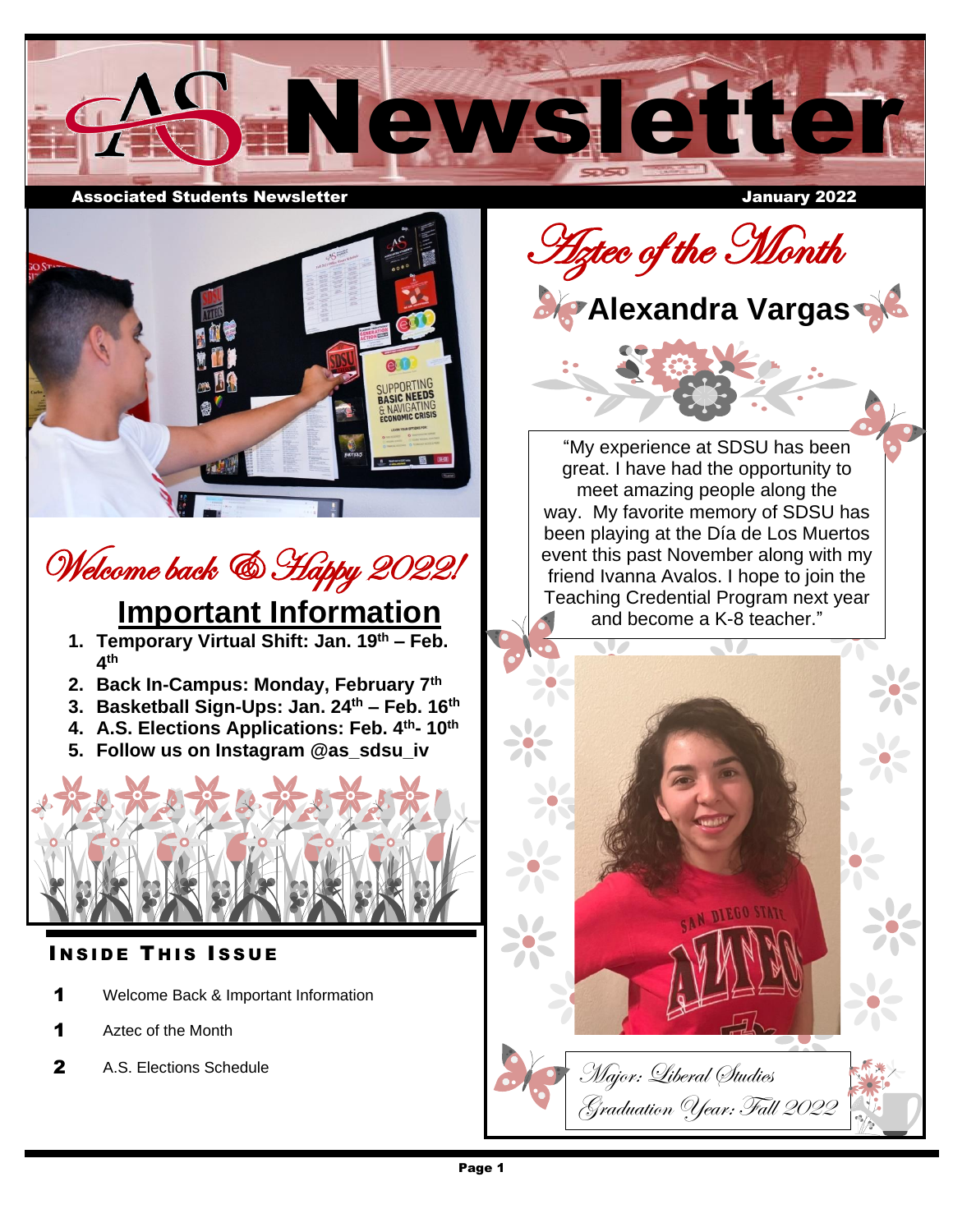# AS Newsletter

**Associated Students Newsletter** — **January 2022**

## Welcome back & Happy 2022!

## Important Information

1. **Temporary Virtual Shift: Jan. 19th – Feb. 4th**
2. **Back In-Campus: Monday, February 7th**
3. **Basketball Sign-Ups: Jan. 24th – Feb. 16th**
4. **A.S. Elections Applications: Feb. 4th- 10th**
5. **Follow us on Instagram @as_sdsu_iv**

### Inside This Issue

| | |
|---|---|
| **1** | Welcome Back & Important Information |
| **1** | Aztec of the Month |
| **2** | A.S. Elections Schedule |

## Aztec of the Month

### Alexandra Vargas

"My experience at SDSU has been great. I have had the opportunity to meet amazing people along the way. My favorite memory of SDSU has been playing at the Día de Los Muertos event this past November along with my friend Ivanna Avalos. I hope to join the Teaching Credential Program next year and become a K-8 teacher."

*Major: Liberal Studies*

*Graduation Year: Fall 2022*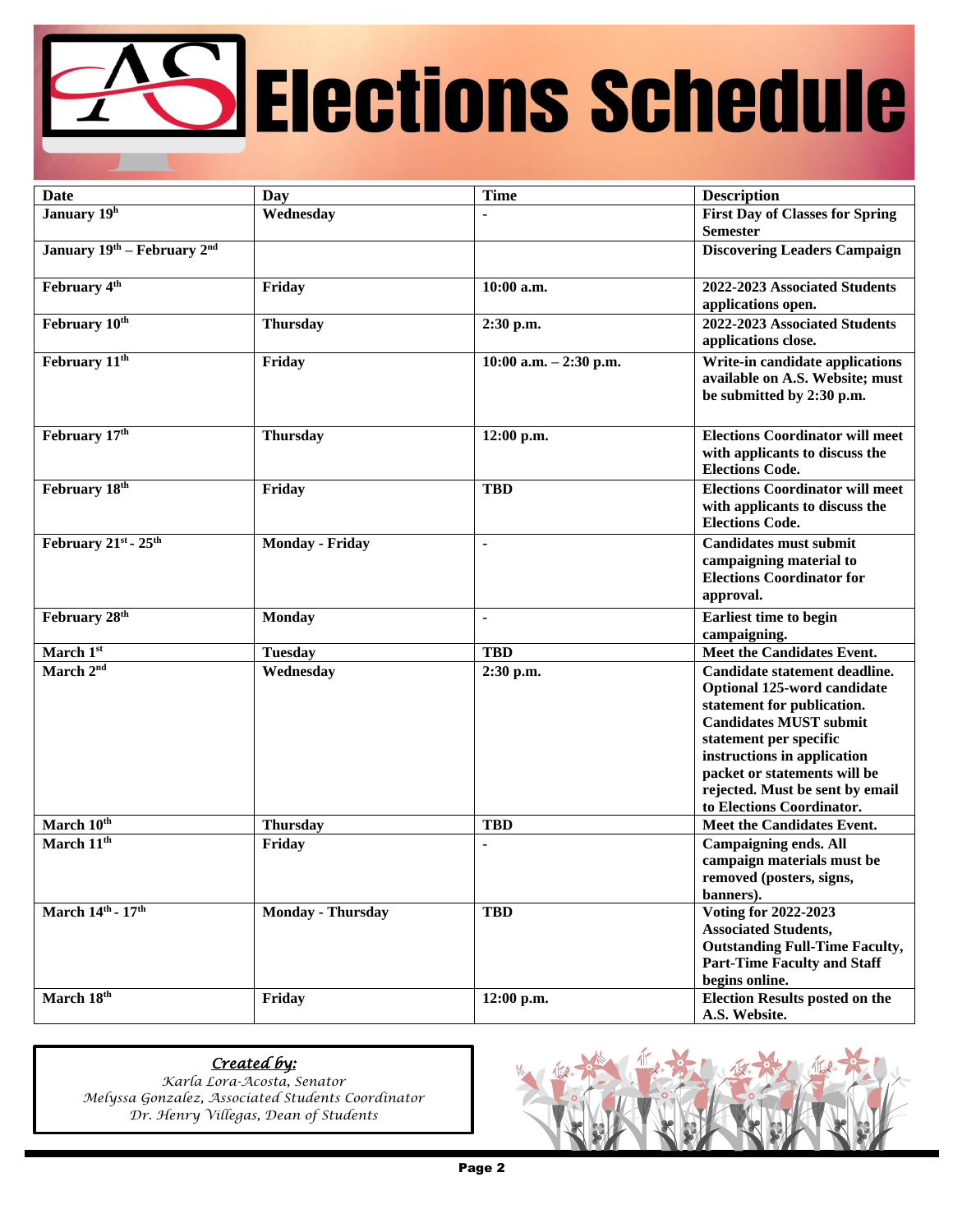# Elections Schedule

| Date | Day | Time | Description |
|---|---|---|---|
| January 19th | Wednesday | - | First Day of Classes for Spring Semester |
| January 19th – February 2nd | | | Discovering Leaders Campaign |
| February 4th | Friday | 10:00 a.m. | 2022-2023 Associated Students applications open. |
| February 10th | Thursday | 2:30 p.m. | 2022-2023 Associated Students applications close. |
| February 11th | Friday | 10:00 a.m. – 2:30 p.m. | Write-in candidate applications available on A.S. Website; must be submitted by 2:30 p.m. |
| February 17th | Thursday | 12:00 p.m. | Elections Coordinator will meet with applicants to discuss the Elections Code. |
| February 18th | Friday | TBD | Elections Coordinator will meet with applicants to discuss the Elections Code. |
| February 21st - 25th | Monday - Friday | - | Candidates must submit campaigning material to Elections Coordinator for approval. |
| February 28th | Monday | - | Earliest time to begin campaigning. |
| March 1st | Tuesday | TBD | Meet the Candidates Event. |
| March 2nd | Wednesday | 2:30 p.m. | Candidate statement deadline. Optional 125-word candidate statement for publication. Candidates MUST submit statement per specific instructions in application packet or statements will be rejected. Must be sent by email to Elections Coordinator. |
| March 10th | Thursday | TBD | Meet the Candidates Event. |
| March 11th | Friday | - | Campaigning ends. All campaign materials must be removed (posters, signs, banners). |
| March 14th - 17th | Monday - Thursday | TBD | Voting for 2022-2023 Associated Students, Outstanding Full-Time Faculty, Part-Time Faculty and Staff begins online. |
| March 18th | Friday | 12:00 p.m. | Election Results posted on the A.S. Website. |

*Created by:*
*Karla Lora-Acosta, Senator*
*Melyssa Gonzalez, Associated Students Coordinator*
*Dr. Henry Villegas, Dean of Students*